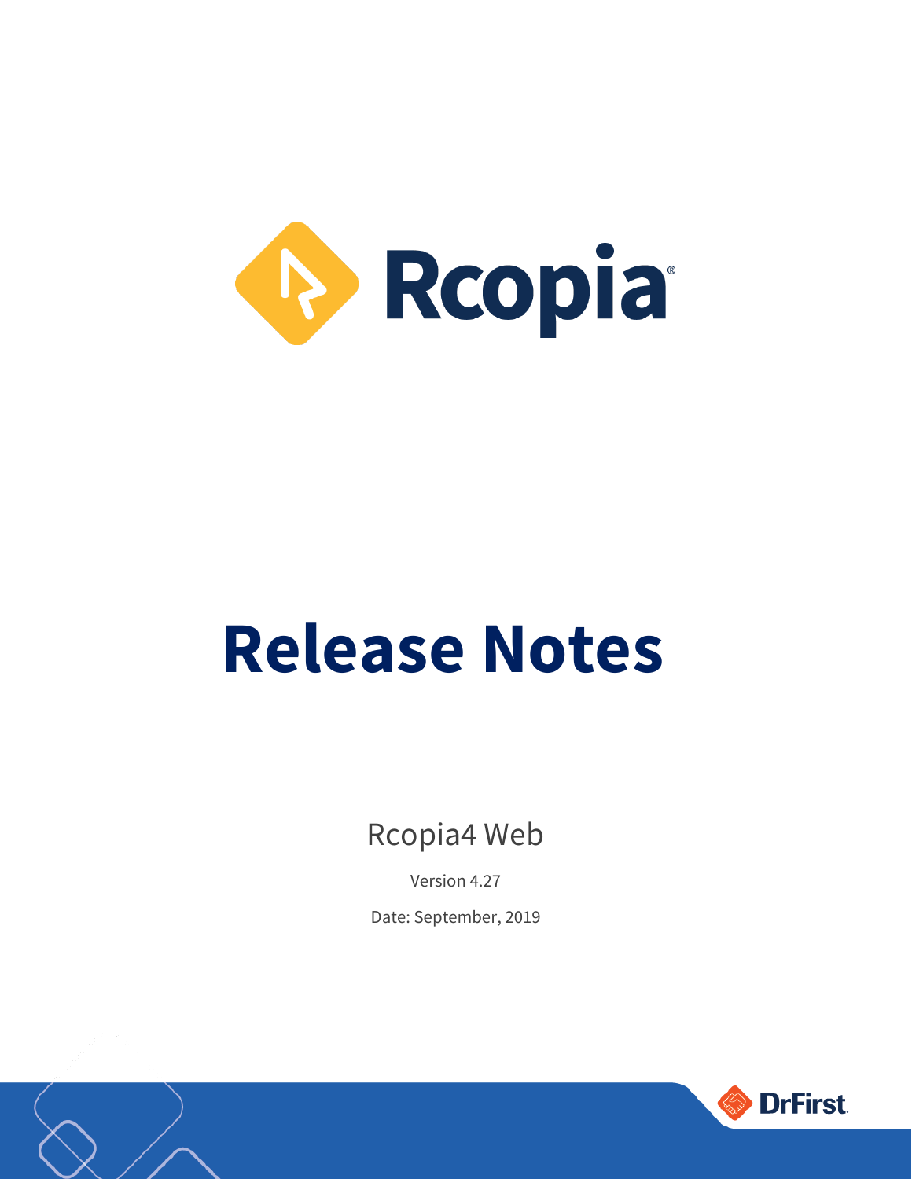# Rcopia®

# Release Notes

Rcopia4 Web

Version 4.27

Date: September, 2019

DrFirst.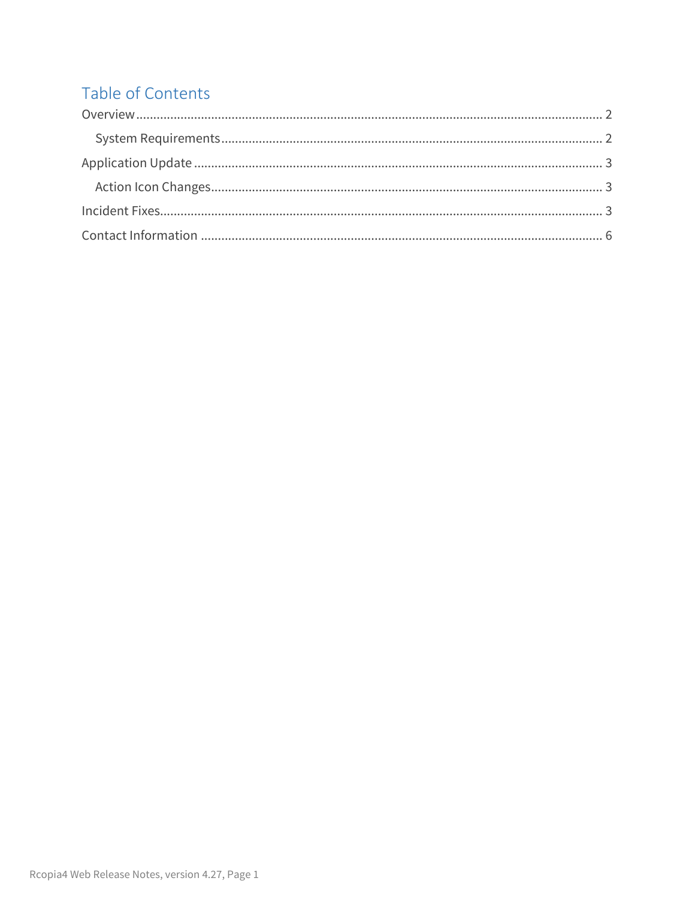# Table of Contents

Overview ........................................................................................................................................ 2

  System Requirements ............................................................................................................. 2

Application Update ...................................................................................................................... 3

  Action Icon Changes ................................................................................................................ 3

Incident Fixes ................................................................................................................................ 3

Contact Information ..................................................................................................................... 6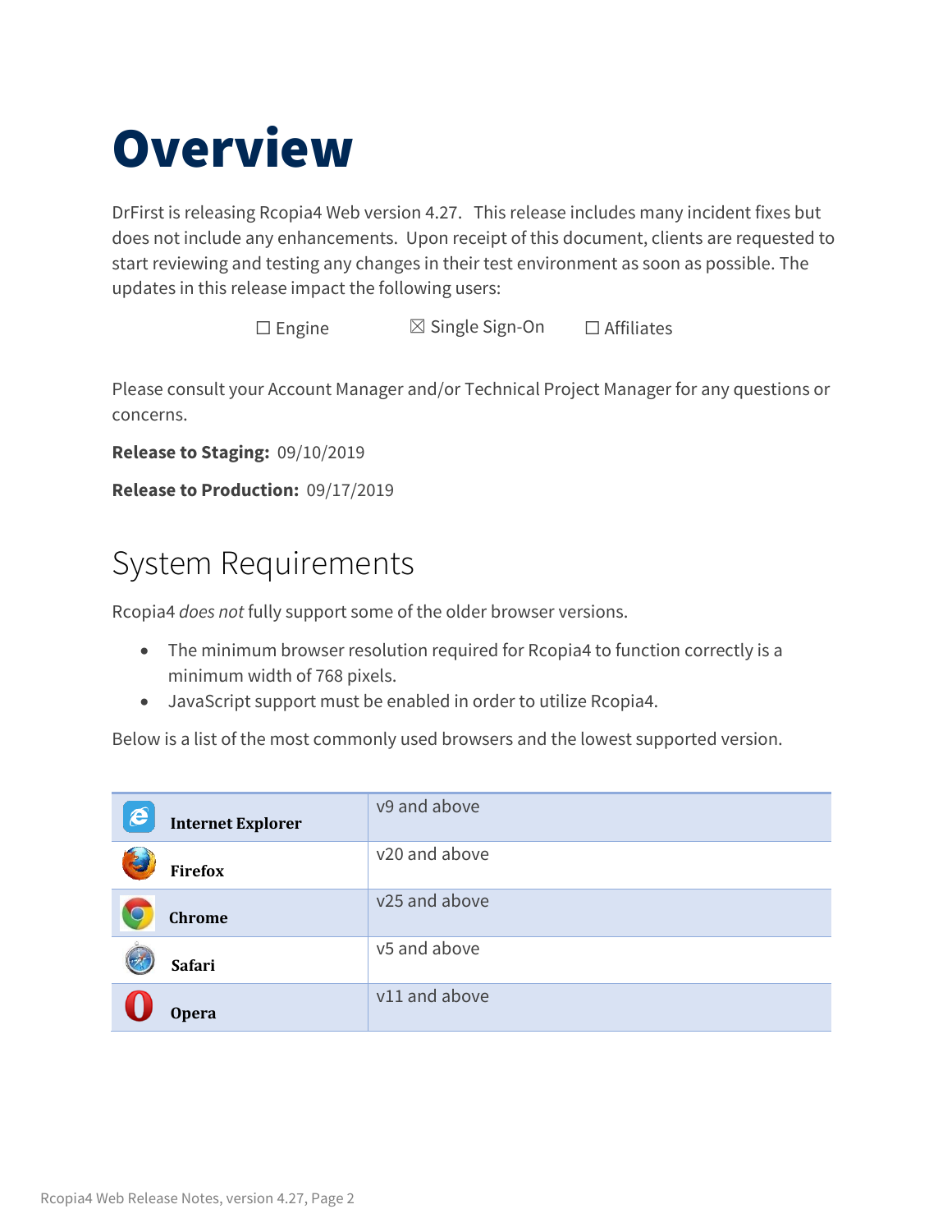# Overview

DrFirst is releasing Rcopia4 Web version 4.27. This release includes many incident fixes but does not include any enhancements. Upon receipt of this document, clients are requested to start reviewing and testing any changes in their test environment as soon as possible. The updates in this release impact the following users:

☐ Engine ☒ Single Sign-On ☐ Affiliates

Please consult your Account Manager and/or Technical Project Manager for any questions or concerns.

**Release to Staging:** 09/10/2019

**Release to Production:** 09/17/2019

## System Requirements

Rcopia4 *does not* fully support some of the older browser versions.

- The minimum browser resolution required for Rcopia4 to function correctly is a minimum width of 768 pixels.
- JavaScript support must be enabled in order to utilize Rcopia4.

Below is a list of the most commonly used browsers and the lowest supported version.

| Browser | Version |
| --- | --- |
| **Internet Explorer** | v9 and above |
| **Firefox** | v20 and above |
| **Chrome** | v25 and above |
| **Safari** | v5 and above |
| **Opera** | v11 and above |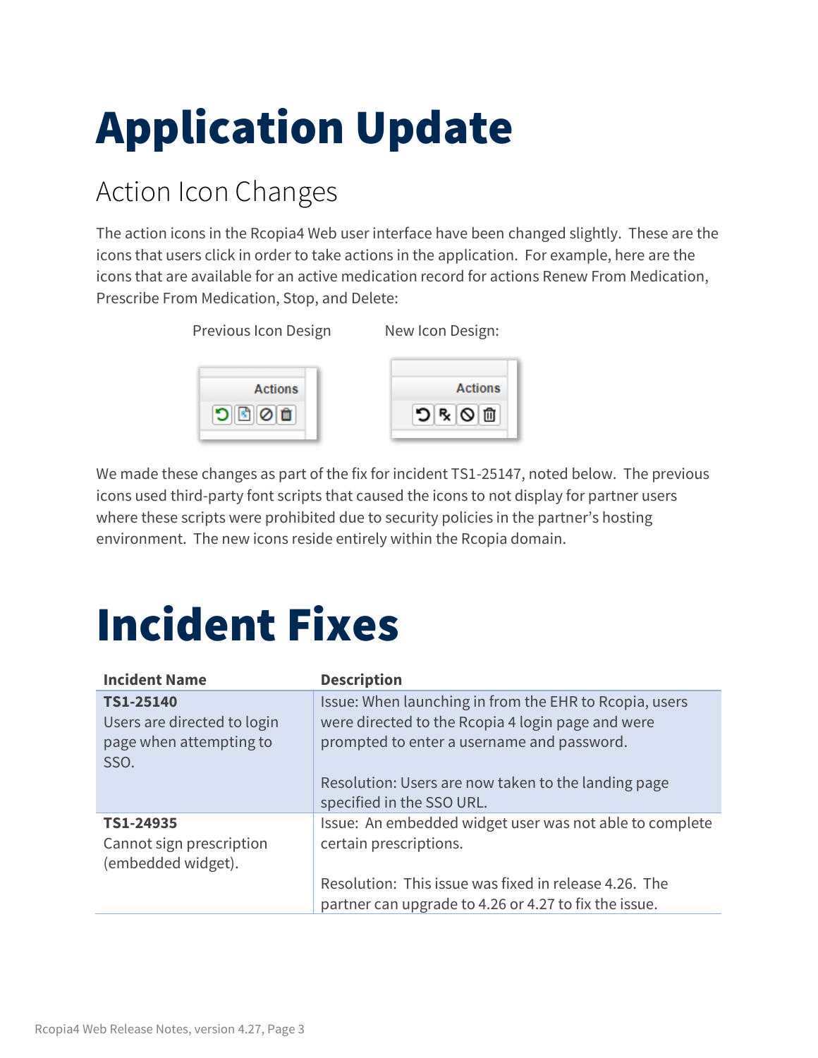# Application Update

## Action Icon Changes

The action icons in the Rcopia4 Web user interface have been changed slightly. These are the icons that users click in order to take actions in the application. For example, here are the icons that are available for an active medication record for actions Renew From Medication, Prescribe From Medication, Stop, and Delete:

Previous Icon Design

New Icon Design:

We made these changes as part of the fix for incident TS1-25147, noted below. The previous icons used third-party font scripts that caused the icons to not display for partner users where these scripts were prohibited due to security policies in the partner's hosting environment. The new icons reside entirely within the Rcopia domain.

# Incident Fixes

| Incident Name | Description |
|---|---|
| **TS1-25140**<br>Users are directed to login page when attempting to SSO. | Issue: When launching in from the EHR to Rcopia, users were directed to the Rcopia 4 login page and were prompted to enter a username and password.<br><br>Resolution: Users are now taken to the landing page specified in the SSO URL. |
| **TS1-24935**<br>Cannot sign prescription (embedded widget). | Issue: An embedded widget user was not able to complete certain prescriptions.<br><br>Resolution: This issue was fixed in release 4.26. The partner can upgrade to 4.26 or 4.27 to fix the issue. |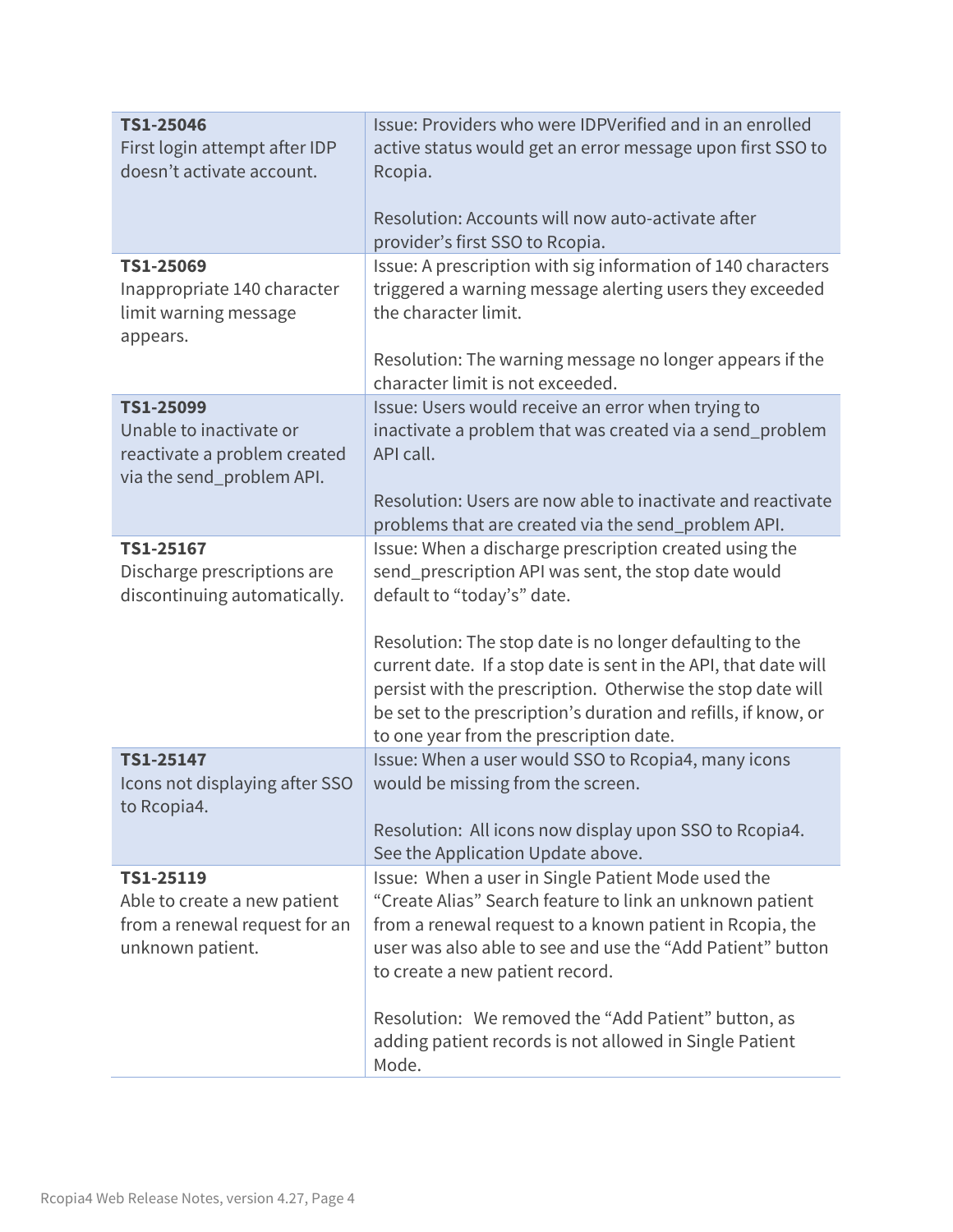| **TS1-25046**<br>First login attempt after IDP doesn't activate account. | Issue: Providers who were IDPVerified and in an enrolled active status would get an error message upon first SSO to Rcopia.<br><br>Resolution: Accounts will now auto-activate after provider's first SSO to Rcopia. |
|---|---|
| **TS1-25069**<br>Inappropriate 140 character limit warning message appears. | Issue: A prescription with sig information of 140 characters triggered a warning message alerting users they exceeded the character limit.<br><br>Resolution: The warning message no longer appears if the character limit is not exceeded. |
| **TS1-25099**<br>Unable to inactivate or reactivate a problem created via the send_problem API. | Issue: Users would receive an error when trying to inactivate a problem that was created via a send_problem API call.<br><br>Resolution: Users are now able to inactivate and reactivate problems that are created via the send_problem API. |
| **TS1-25167**<br>Discharge prescriptions are discontinuing automatically. | Issue: When a discharge prescription created using the send_prescription API was sent, the stop date would default to "today's" date.<br><br>Resolution: The stop date is no longer defaulting to the current date. If a stop date is sent in the API, that date will persist with the prescription. Otherwise the stop date will be set to the prescription's duration and refills, if know, or to one year from the prescription date. |
| **TS1-25147**<br>Icons not displaying after SSO to Rcopia4. | Issue: When a user would SSO to Rcopia4, many icons would be missing from the screen.<br><br>Resolution: All icons now display upon SSO to Rcopia4. See the Application Update above. |
| **TS1-25119**<br>Able to create a new patient from a renewal request for an unknown patient. | Issue: When a user in Single Patient Mode used the "Create Alias" Search feature to link an unknown patient from a renewal request to a known patient in Rcopia, the user was also able to see and use the "Add Patient" button to create a new patient record.<br><br>Resolution: We removed the "Add Patient" button, as adding patient records is not allowed in Single Patient Mode. |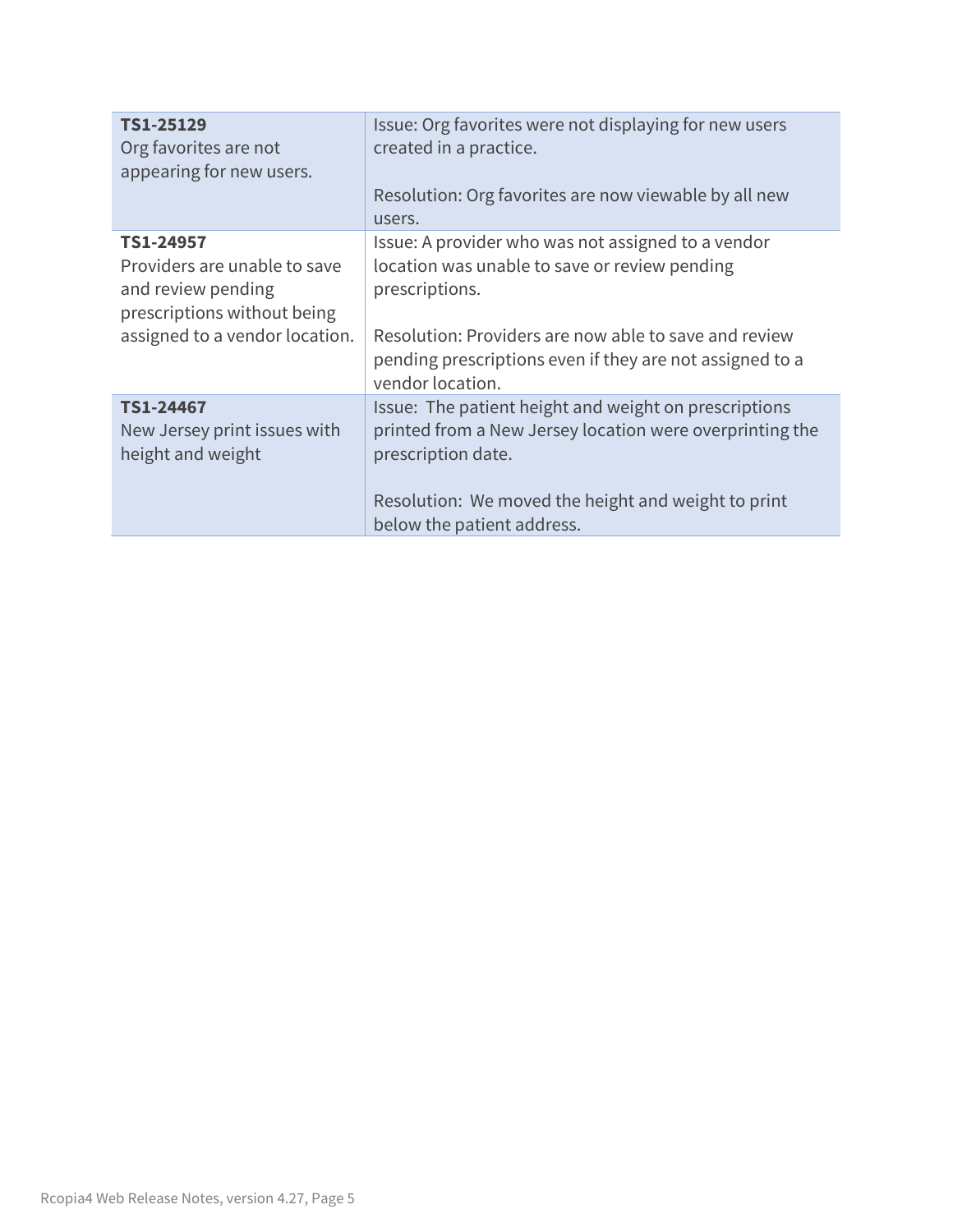| | |
|---|---|
| **TS1-25129**<br>Org favorites are not appearing for new users. | Issue: Org favorites were not displaying for new users created in a practice.<br><br>Resolution: Org favorites are now viewable by all new users. |
| **TS1-24957**<br>Providers are unable to save and review pending prescriptions without being assigned to a vendor location. | Issue: A provider who was not assigned to a vendor location was unable to save or review pending prescriptions.<br><br>Resolution: Providers are now able to save and review pending prescriptions even if they are not assigned to a vendor location. |
| **TS1-24467**<br>New Jersey print issues with height and weight | Issue: The patient height and weight on prescriptions printed from a New Jersey location were overprinting the prescription date.<br><br>Resolution: We moved the height and weight to print below the patient address. |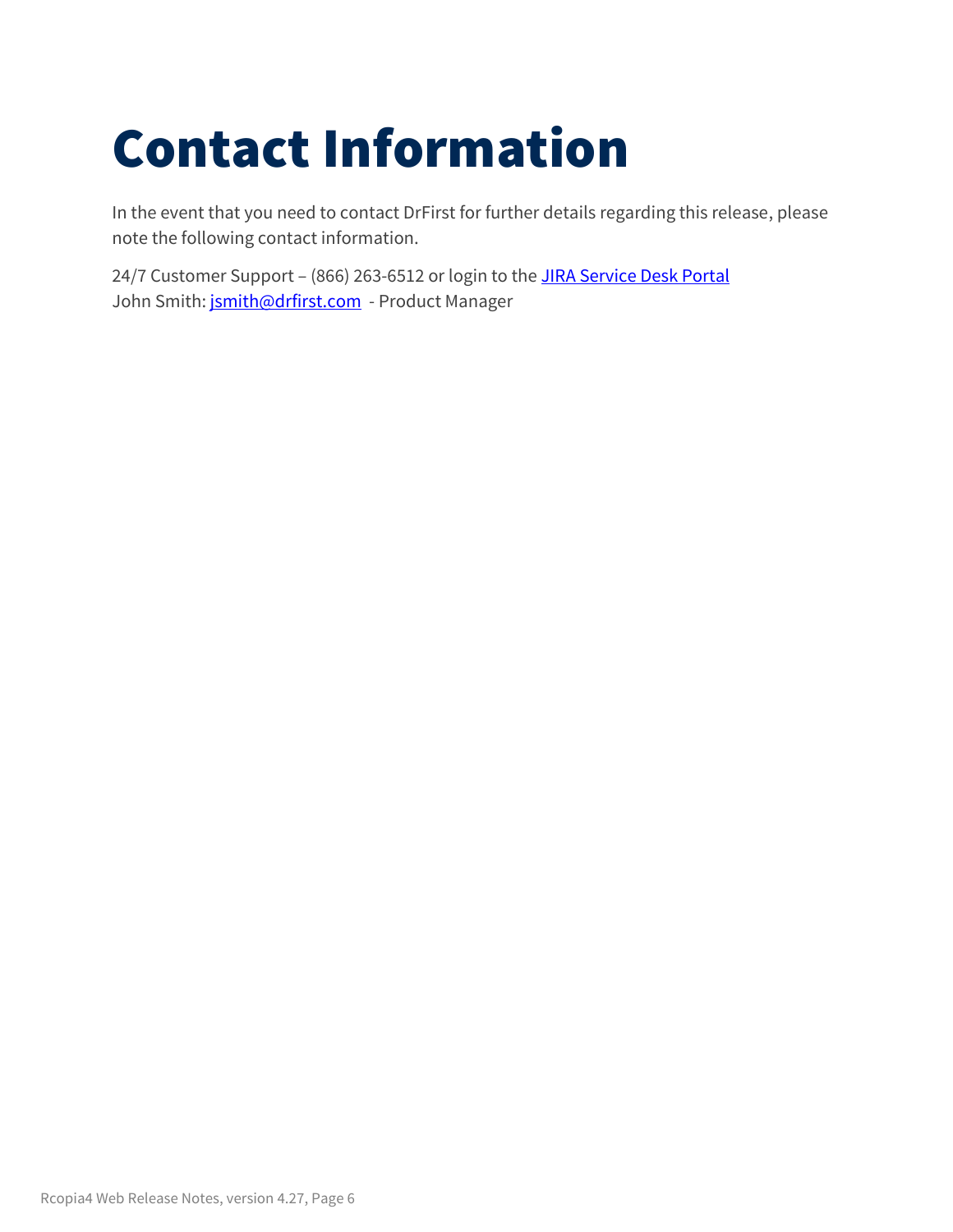# Contact Information

In the event that you need to contact DrFirst for further details regarding this release, please note the following contact information.

24/7 Customer Support – (866) 263-6512 or login to the JIRA Service Desk Portal
John Smith: jsmith@drfirst.com - Product Manager